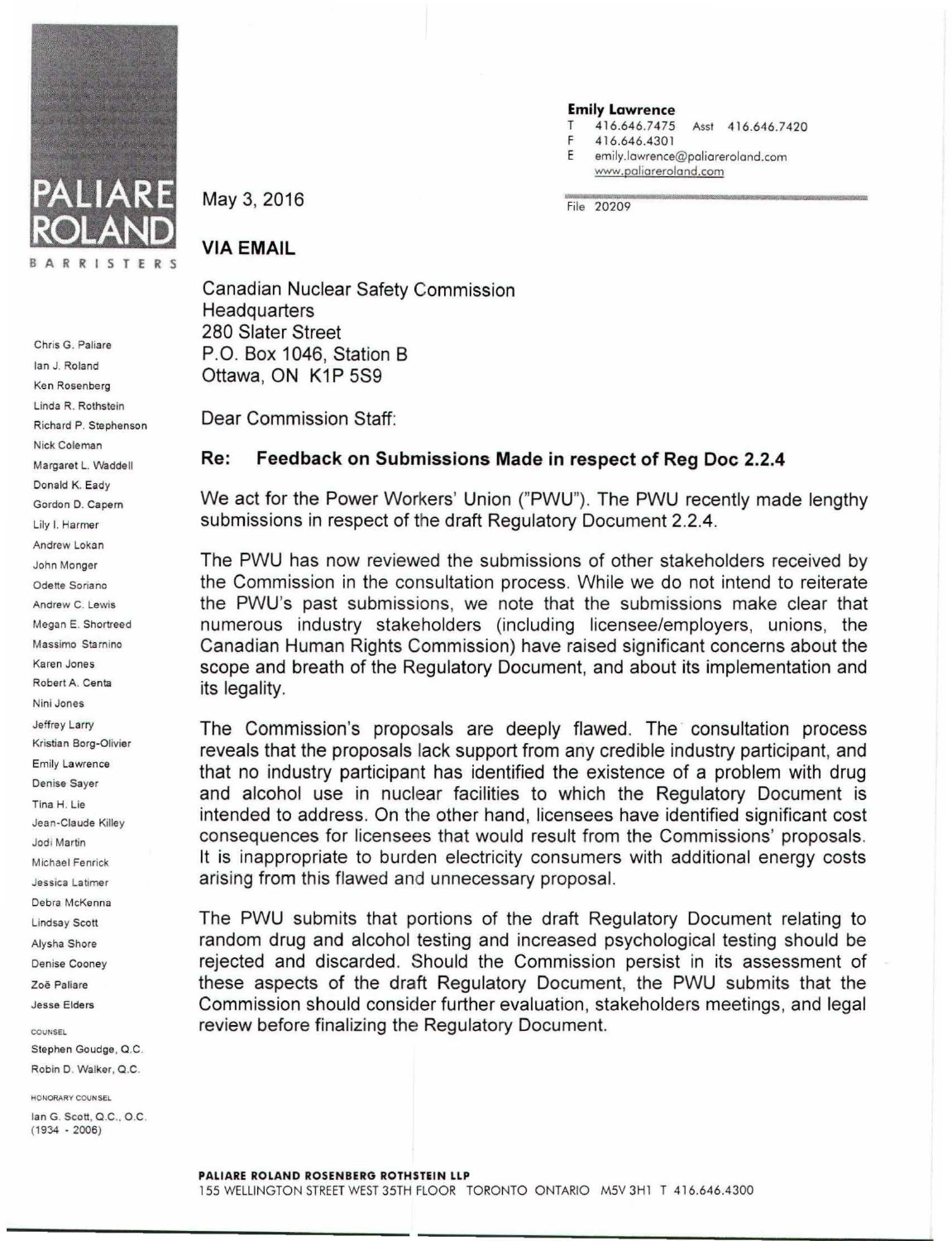PALIARE ROLAND

BARRISTERS

Chris G. Paliare
Ian J. Roland
Ken Rosenberg
Linda R. Rothstein
Richard P. Stephenson
Nick Coleman
Margaret L. Waddell
Donald K. Eady
Gordon D. Capern
Lily I. Harmer
Andrew Lokan
John Monger
Odette Soriano
Andrew C. Lewis
Megan E. Shortreed
Massimo Starnino
Karen Jones
Robert A. Centa
Nini Jones
Jeffrey Larry
Kristian Borg-Olivier
Emily Lawrence
Denise Sayer
Tina H. Lie
Jean-Claude Killey
Jodi Martin
Michael Fenrick
Jessica Latimer
Debra McKenna
Lindsay Scott
Alysha Shore
Denise Cooney
Zoë Paliare
Jesse Elders

COUNSEL
Stephen Goudge, Q.C.
Robin D. Walker, Q.C.

HONORARY COUNSEL
Ian G. Scott, Q.C., O.C.
(1934 - 2006)

**Emily Lawrence**
T 416.646.7475 Asst 416.646.7420
F 416.646.4301
E emily.lawrence@paliareroland.com
www.paliareroland.com

File 20209

May 3, 2016

**VIA EMAIL**

Canadian Nuclear Safety Commission
Headquarters
280 Slater Street
P.O. Box 1046, Station B
Ottawa, ON K1P 5S9

Dear Commission Staff:

**Re: Feedback on Submissions Made in respect of Reg Doc 2.2.4**

We act for the Power Workers' Union ("PWU"). The PWU recently made lengthy submissions in respect of the draft Regulatory Document 2.2.4.

The PWU has now reviewed the submissions of other stakeholders received by the Commission in the consultation process. While we do not intend to reiterate the PWU's past submissions, we note that the submissions make clear that numerous industry stakeholders (including licensee/employers, unions, the Canadian Human Rights Commission) have raised significant concerns about the scope and breath of the Regulatory Document, and about its implementation and its legality.

The Commission's proposals are deeply flawed. The consultation process reveals that the proposals lack support from any credible industry participant, and that no industry participant has identified the existence of a problem with drug and alcohol use in nuclear facilities to which the Regulatory Document is intended to address. On the other hand, licensees have identified significant cost consequences for licensees that would result from the Commissions' proposals. It is inappropriate to burden electricity consumers with additional energy costs arising from this flawed and unnecessary proposal.

The PWU submits that portions of the draft Regulatory Document relating to random drug and alcohol testing and increased psychological testing should be rejected and discarded. Should the Commission persist in its assessment of these aspects of the draft Regulatory Document, the PWU submits that the Commission should consider further evaluation, stakeholders meetings, and legal review before finalizing the Regulatory Document.

**PALIARE ROLAND ROSENBERG ROTHSTEIN LLP**
155 WELLINGTON STREET WEST 35TH FLOOR TORONTO ONTARIO M5V 3H1 T 416.646.4300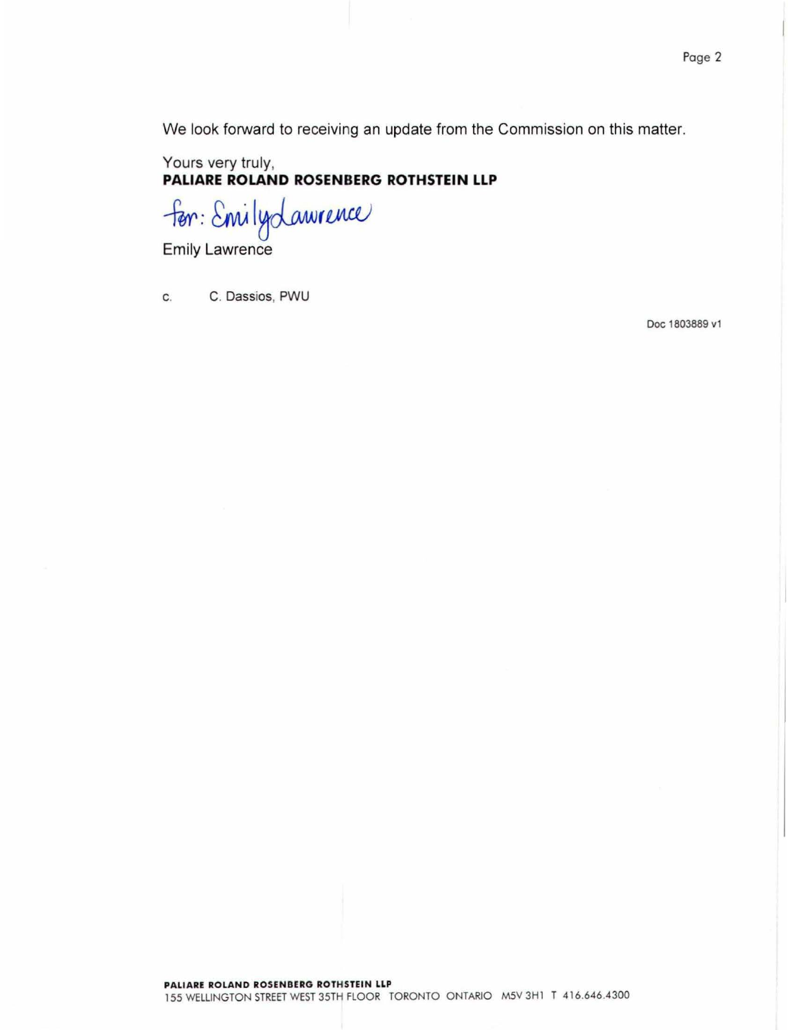We look forward to receiving an update from the Commission on this matter.

Yours very truly,
**PALIARE ROLAND ROSENBERG ROTHSTEIN LLP**

for: Emily Lawrence

Emily Lawrence

c. C. Dassios, PWU

Doc 1803889 v1

**PALIARE ROLAND ROSENBERG ROTHSTEIN LLP**
155 WELLINGTON STREET WEST 35TH FLOOR TORONTO ONTARIO M5V 3H1 T 416.646.4300